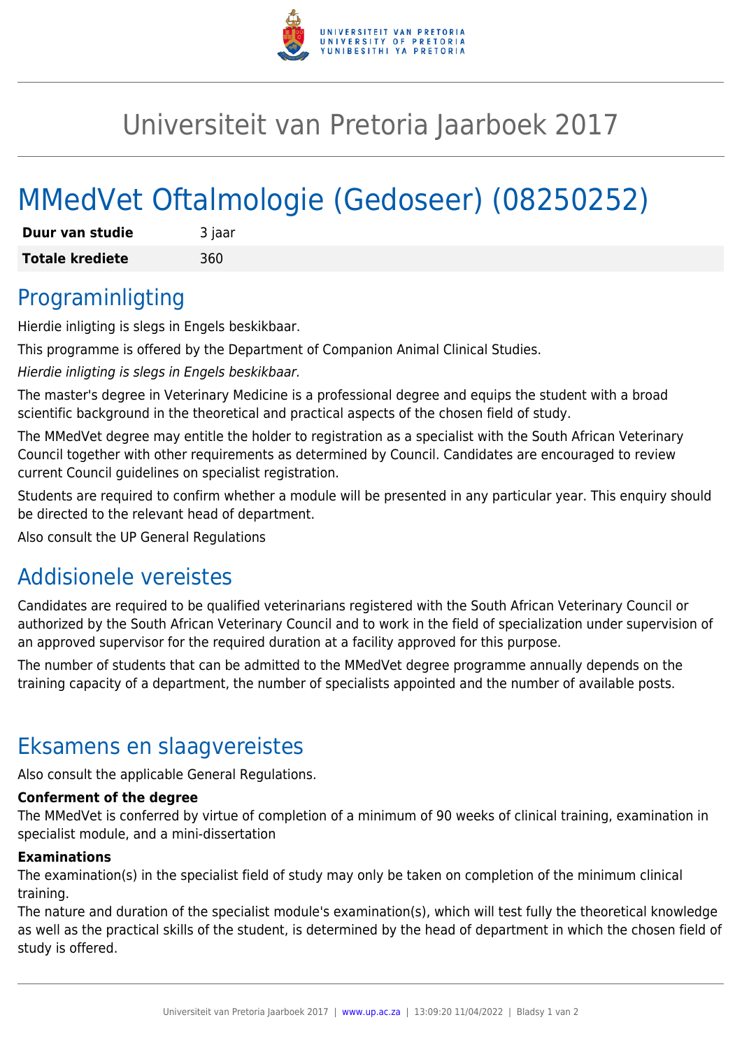# Universiteit van Pretoria Jaarboek 2017

# MMedVet Oftalmologie (Gedoseer) (08250252)

| **Duur van studie** | 3 jaar |
| --- | --- |
| **Totale krediete** | 360 |

## Programinligting

Hierdie inligting is slegs in Engels beskikbaar.

This programme is offered by the Department of Companion Animal Clinical Studies.

*Hierdie inligting is slegs in Engels beskikbaar.*

The master's degree in Veterinary Medicine is a professional degree and equips the student with a broad scientific background in the theoretical and practical aspects of the chosen field of study.

The MMedVet degree may entitle the holder to registration as a specialist with the South African Veterinary Council together with other requirements as determined by Council. Candidates are encouraged to review current Council guidelines on specialist registration.

Students are required to confirm whether a module will be presented in any particular year. This enquiry should be directed to the relevant head of department.

Also consult the UP General Regulations

## Addisionele vereistes

Candidates are required to be qualified veterinarians registered with the South African Veterinary Council or authorized by the South African Veterinary Council and to work in the field of specialization under supervision of an approved supervisor for the required duration at a facility approved for this purpose.

The number of students that can be admitted to the MMedVet degree programme annually depends on the training capacity of a department, the number of specialists appointed and the number of available posts.

## Eksamens en slaagvereistes

Also consult the applicable General Regulations.

**Conferment of the degree**

The MMedVet is conferred by virtue of completion of a minimum of 90 weeks of clinical training, examination in specialist module, and a mini-dissertation

**Examinations**

The examination(s) in the specialist field of study may only be taken on completion of the minimum clinical training.

The nature and duration of the specialist module's examination(s), which will test fully the theoretical knowledge as well as the practical skills of the student, is determined by the head of department in which the chosen field of study is offered.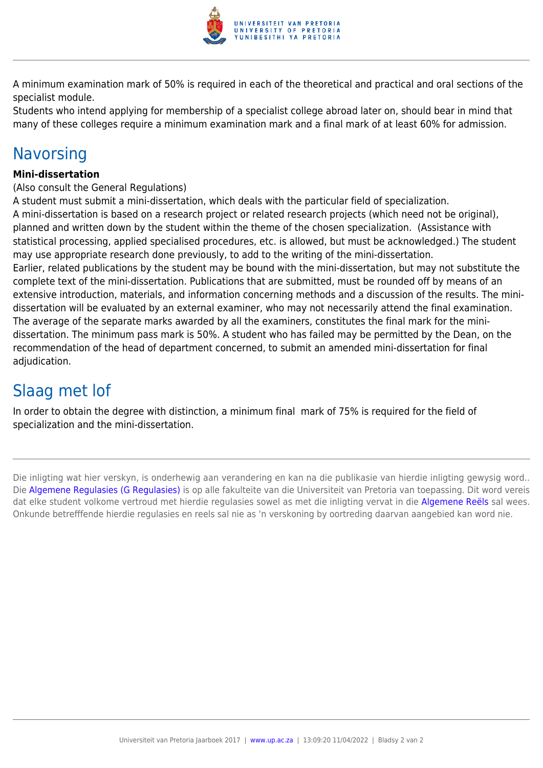A minimum examination mark of 50% is required in each of the theoretical and practical and oral sections of the specialist module.
Students who intend applying for membership of a specialist college abroad later on, should bear in mind that many of these colleges require a minimum examination mark and a final mark of at least 60% for admission.

## Navorsing

**Mini-dissertation**

(Also consult the General Regulations)
A student must submit a mini-dissertation, which deals with the particular field of specialization.
A mini-dissertation is based on a research project or related research projects (which need not be original), planned and written down by the student within the theme of the chosen specialization. (Assistance with statistical processing, applied specialised procedures, etc. is allowed, but must be acknowledged.) The student may use appropriate research done previously, to add to the writing of the mini-dissertation.
Earlier, related publications by the student may be bound with the mini-dissertation, but may not substitute the complete text of the mini-dissertation. Publications that are submitted, must be rounded off by means of an extensive introduction, materials, and information concerning methods and a discussion of the results. The mini-dissertation will be evaluated by an external examiner, who may not necessarily attend the final examination. The average of the separate marks awarded by all the examiners, constitutes the final mark for the mini-dissertation. The minimum pass mark is 50%. A student who has failed may be permitted by the Dean, on the recommendation of the head of department concerned, to submit an amended mini-dissertation for final adjudication.

## Slaag met lof

In order to obtain the degree with distinction, a minimum final mark of 75% is required for the field of specialization and the mini-dissertation.

---

Die inligting wat hier verskyn, is onderhewig aan verandering en kan na die publikasie van hierdie inligting gewysig word.. Die Algemene Regulasies (G Regulasies) is op alle fakulteite van die Universiteit van Pretoria van toepassing. Dit word vereis dat elke student volkome vertroud met hierdie regulasies sowel as met die inligting vervat in die Algemene Reëls sal wees. Onkunde betrefffende hierdie regulasies en reels sal nie as 'n verskoning by oortreding daarvan aangebied kan word nie.